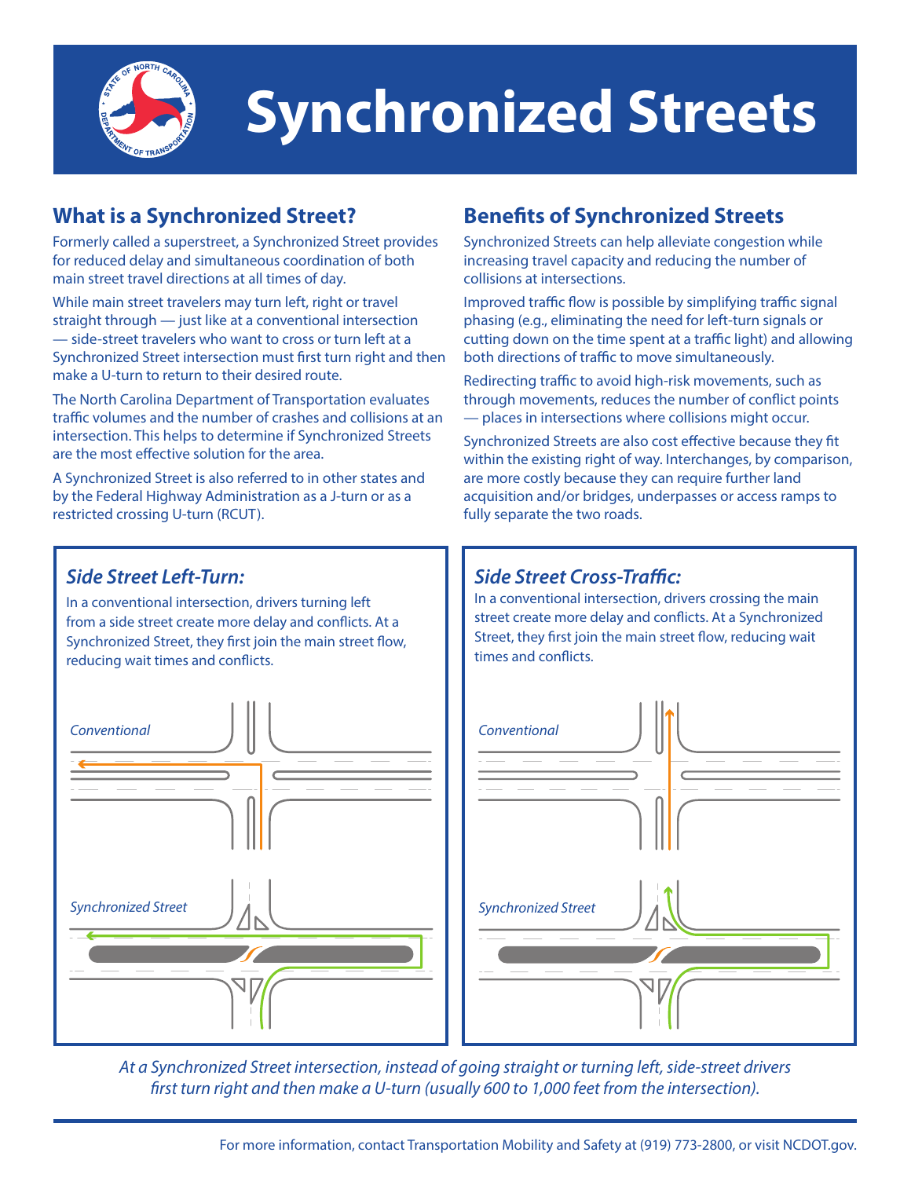# Synchronized Streets

## What is a Synchronized Street?

Formerly called a superstreet, a Synchronized Street provides for reduced delay and simultaneous coordination of both main street travel directions at all times of day.

While main street travelers may turn left, right or travel straight through — just like at a conventional intersection — side-street travelers who want to cross or turn left at a Synchronized Street intersection must first turn right and then make a U-turn to return to their desired route.

The North Carolina Department of Transportation evaluates traffic volumes and the number of crashes and collisions at an intersection. This helps to determine if Synchronized Streets are the most effective solution for the area.

A Synchronized Street is also referred to in other states and by the Federal Highway Administration as a J-turn or as a restricted crossing U-turn (RCUT).

## Benefits of Synchronized Streets

Synchronized Streets can help alleviate congestion while increasing travel capacity and reducing the number of collisions at intersections.

Improved traffic flow is possible by simplifying traffic signal phasing (e.g., eliminating the need for left-turn signals or cutting down on the time spent at a traffic light) and allowing both directions of traffic to move simultaneously.

Redirecting traffic to avoid high-risk movements, such as through movements, reduces the number of conflict points — places in intersections where collisions might occur.

Synchronized Streets are also cost effective because they fit within the existing right of way. Interchanges, by comparison, are more costly because they can require further land acquisition and/or bridges, underpasses or access ramps to fully separate the two roads.

### *Side Street Left-Turn:*

In a conventional intersection, drivers turning left from a side street create more delay and conflicts. At a Synchronized Street, they first join the main street flow, reducing wait times and conflicts.

*Conventional*

*Synchronized Street*

### *Side Street Cross-Traffic:*

In a conventional intersection, drivers crossing the main street create more delay and conflicts. At a Synchronized Street, they first join the main street flow, reducing wait times and conflicts.

*Conventional*

*Synchronized Street*

*At a Synchronized Street intersection, instead of going straight or turning left, side-street drivers first turn right and then make a U-turn (usually 600 to 1,000 feet from the intersection).*

For more information, contact Transportation Mobility and Safety at (919) 773-2800, or visit NCDOT.gov.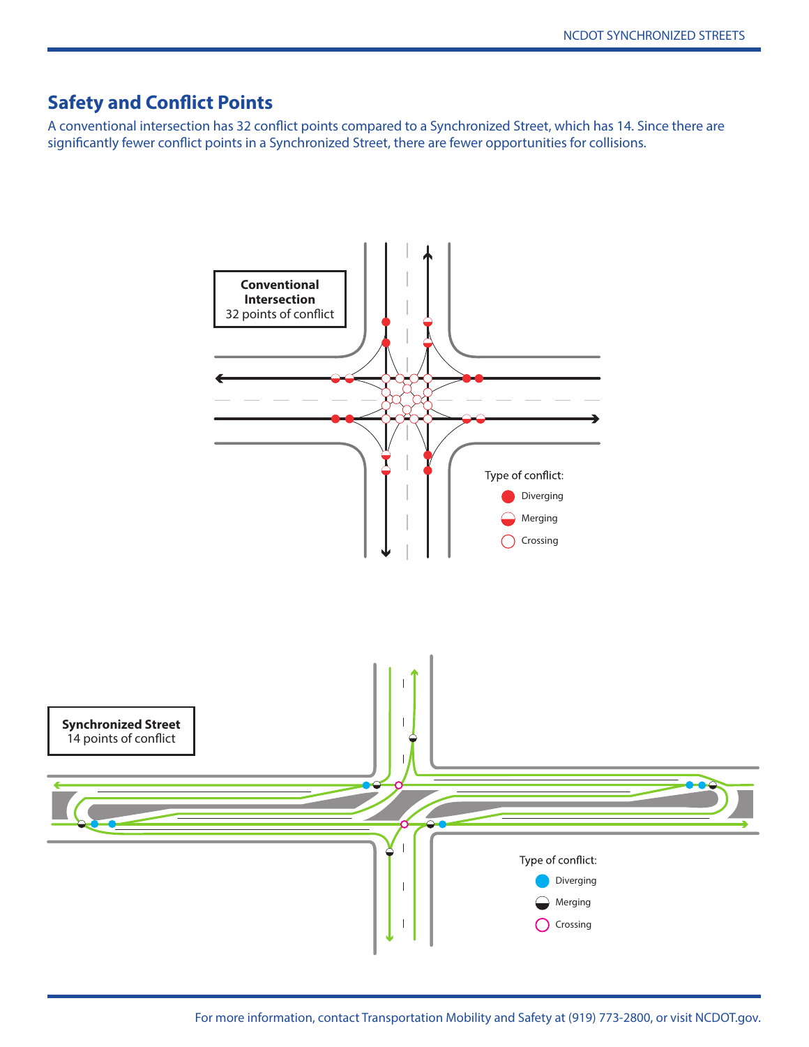## Safety and Conflict Points

A conventional intersection has 32 conflict points compared to a Synchronized Street, which has 14. Since there are significantly fewer conflict points in a Synchronized Street, there are fewer opportunities for collisions.

**Conventional Intersection**
32 points of conflict

Type of conflict:
Diverging
Merging
Crossing

**Synchronized Street**
14 points of conflict

Type of conflict:
Diverging
Merging
Crossing

For more information, contact Transportation Mobility and Safety at (919) 773-2800, or visit NCDOT.gov.